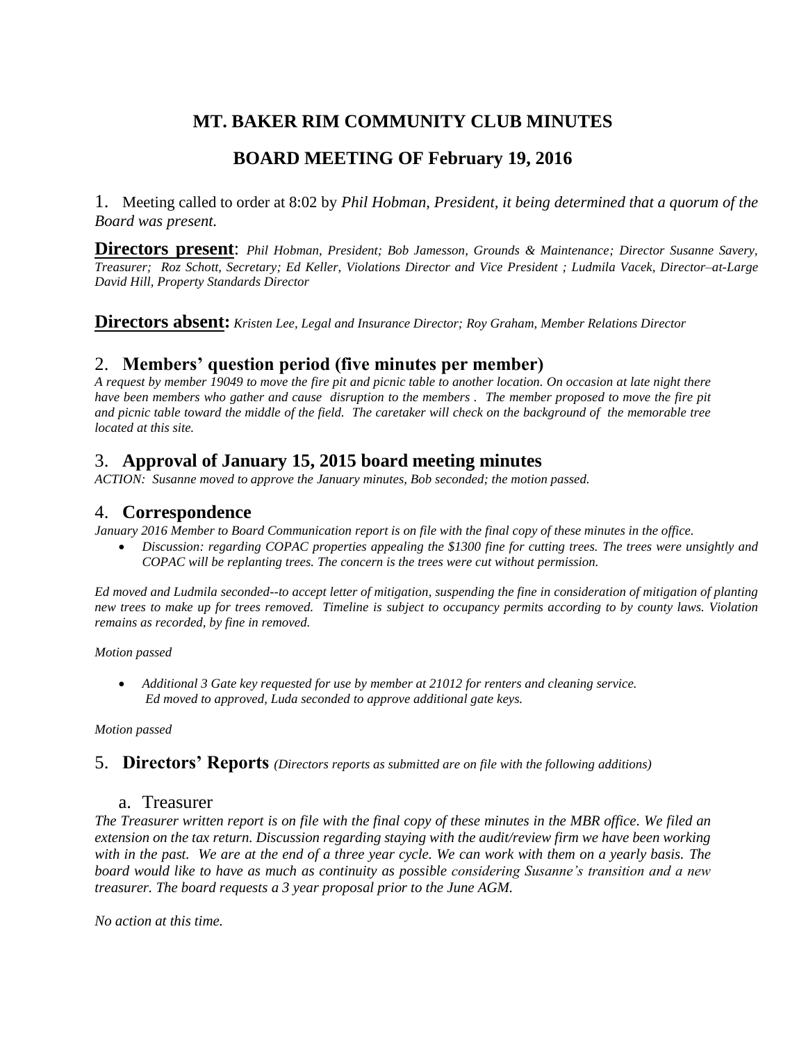# MT. BAKER RIM COMMUNITY CLUB MINUTES

## BOARD MEETING OF February 19, 2016

1. Meeting called to order at 8:02 by *Phil Hobman, President, it being determined that a quorum of the Board was present.*

**Directors present**: *Phil Hobman, President; Bob Jamesson, Grounds & Maintenance; Director Susanne Savery, Treasurer; Roz Schott, Secretary; Ed Keller, Violations Director and Vice President ; Ludmila Vacek, Director–at-Large David Hill, Property Standards Director*

**Directors absent:** *Kristen Lee, Legal and Insurance Director; Roy Graham, Member Relations Director*

## 2. Members' question period (five minutes per member)

*A request by member 19049 to move the fire pit and picnic table to another location. On occasion at late night there have been members who gather and cause disruption to the members . The member proposed to move the fire pit and picnic table toward the middle of the field. The caretaker will check on the background of the memorable tree located at this site.*

## 3. Approval of January 15, 2015 board meeting minutes

*ACTION: Susanne moved to approve the January minutes, Bob seconded; the motion passed.*

## 4. Correspondence

*January 2016 Member to Board Communication report is on file with the final copy of these minutes in the office.*

- *Discussion: regarding COPAC properties appealing the $1300 fine for cutting trees. The trees were unsightly and COPAC will be replanting trees. The concern is the trees were cut without permission.*

*Ed moved and Ludmila seconded--to accept letter of mitigation, suspending the fine in consideration of mitigation of planting new trees to make up for trees removed. Timeline is subject to occupancy permits according to by county laws. Violation remains as recorded, by fine in removed.*

*Motion passed*

- *Additional 3 Gate key requested for use by member at 21012 for renters and cleaning service.*
  *Ed moved to approved, Luda seconded to approve additional gate keys.*

*Motion passed*

## 5. Directors' Reports *(Directors reports as submitted are on file with the following additions)*

### a. Treasurer

*The Treasurer written report is on file with the final copy of these minutes in the MBR office. We filed an extension on the tax return. Discussion regarding staying with the audit/review firm we have been working with in the past. We are at the end of a three year cycle. We can work with them on a yearly basis. The board would like to have as much as continuity as possible considering Susanne's transition and a new treasurer. The board requests a 3 year proposal prior to the June AGM.*

*No action at this time.*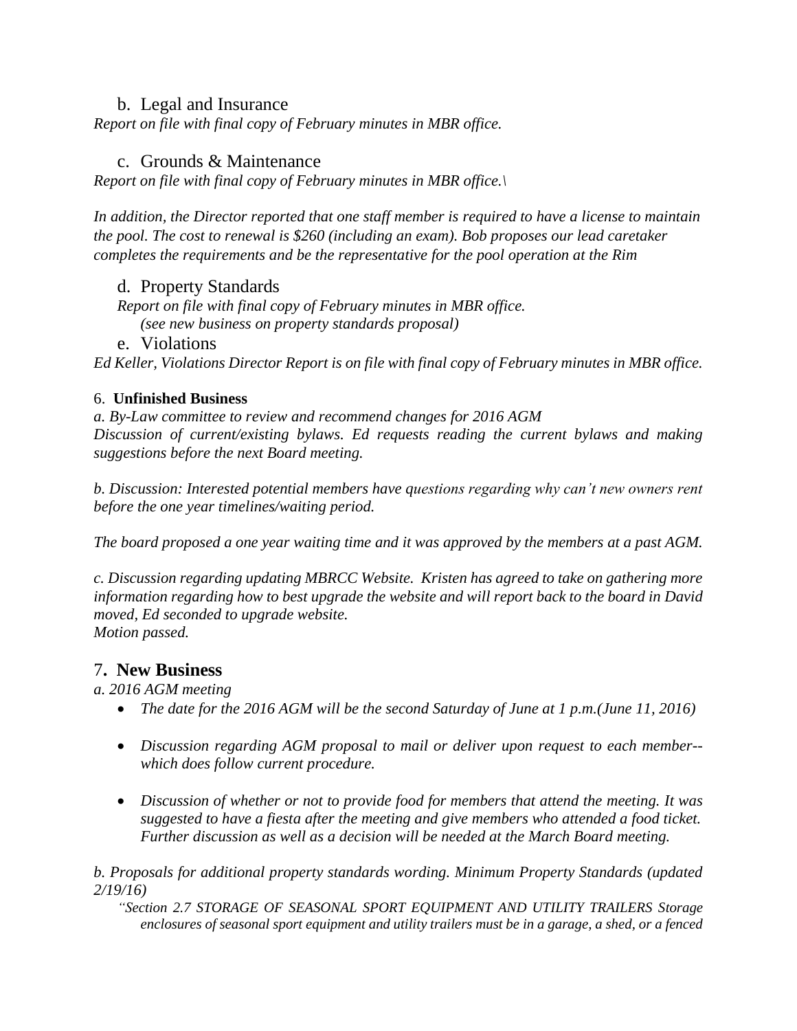### b. Legal and Insurance

*Report on file with final copy of February minutes in MBR office.*

### c. Grounds & Maintenance

*Report on file with final copy of February minutes in MBR office.\*

*In addition, the Director reported that one staff member is required to have a license to maintain the pool. The cost to renewal is $260 (including an exam). Bob proposes our lead caretaker completes the requirements and be the representative for the pool operation at the Rim*

### d. Property Standards

*Report on file with final copy of February minutes in MBR office.*
*(see new business on property standards proposal)*

### e. Violations

*Ed Keller, Violations Director Report is on file with final copy of February minutes in MBR office.*

### 6. **Unfinished Business**

*a. By-Law committee to review and recommend changes for 2016 AGM*
*Discussion of current/existing bylaws. Ed requests reading the current bylaws and making suggestions before the next Board meeting.*

*b. Discussion: Interested potential members have questions regarding why can't new owners rent before the one year timelines/waiting period.*

*The board proposed a one year waiting time and it was approved by the members at a past AGM.*

*c. Discussion regarding updating MBRCC Website. Kristen has agreed to take on gathering more information regarding how to best upgrade the website and will report back to the board in David moved, Ed seconded to upgrade website.*
*Motion passed.*

## 7. **New Business**

*a. 2016 AGM meeting*

- *The date for the 2016 AGM will be the second Saturday of June at 1 p.m.(June 11, 2016)*
- *Discussion regarding AGM proposal to mail or deliver upon request to each member--which does follow current procedure.*
- *Discussion of whether or not to provide food for members that attend the meeting. It was suggested to have a fiesta after the meeting and give members who attended a food ticket. Further discussion as well as a decision will be needed at the March Board meeting.*

*b. Proposals for additional property standards wording. Minimum Property Standards (updated 2/19/16)*

*"Section 2.7 STORAGE OF SEASONAL SPORT EQUIPMENT AND UTILITY TRAILERS Storage enclosures of seasonal sport equipment and utility trailers must be in a garage, a shed, or a fenced*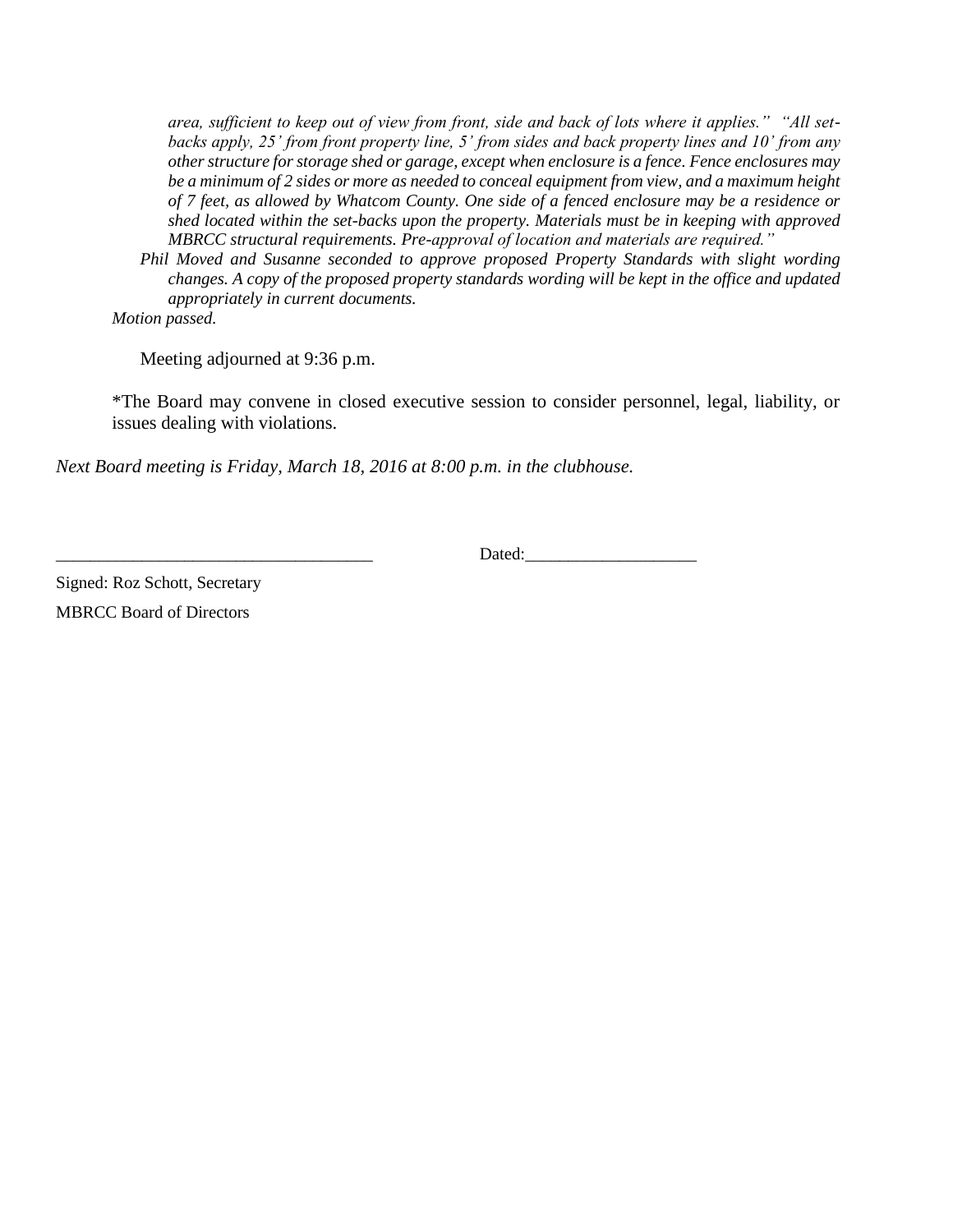*area, sufficient to keep out of view from front, side and back of lots where it applies." "All set-backs apply, 25' from front property line, 5' from sides and back property lines and 10' from any other structure for storage shed or garage, except when enclosure is a fence. Fence enclosures may be a minimum of 2 sides or more as needed to conceal equipment from view, and a maximum height of 7 feet, as allowed by Whatcom County. One side of a fenced enclosure may be a residence or shed located within the set-backs upon the property. Materials must be in keeping with approved MBRCC structural requirements. Pre-approval of location and materials are required."*

*Phil Moved and Susanne seconded to approve proposed Property Standards with slight wording changes. A copy of the proposed property standards wording will be kept in the office and updated appropriately in current documents.*

*Motion passed.*

Meeting adjourned at 9:36 p.m.

*The Board may convene in closed executive session to consider personnel, legal, liability, or issues dealing with violations.

*Next Board meeting is Friday, March 18, 2016 at 8:00 p.m. in the clubhouse.*

_____________________________________ Dated:____________________

Signed: Roz Schott, Secretary

MBRCC Board of Directors